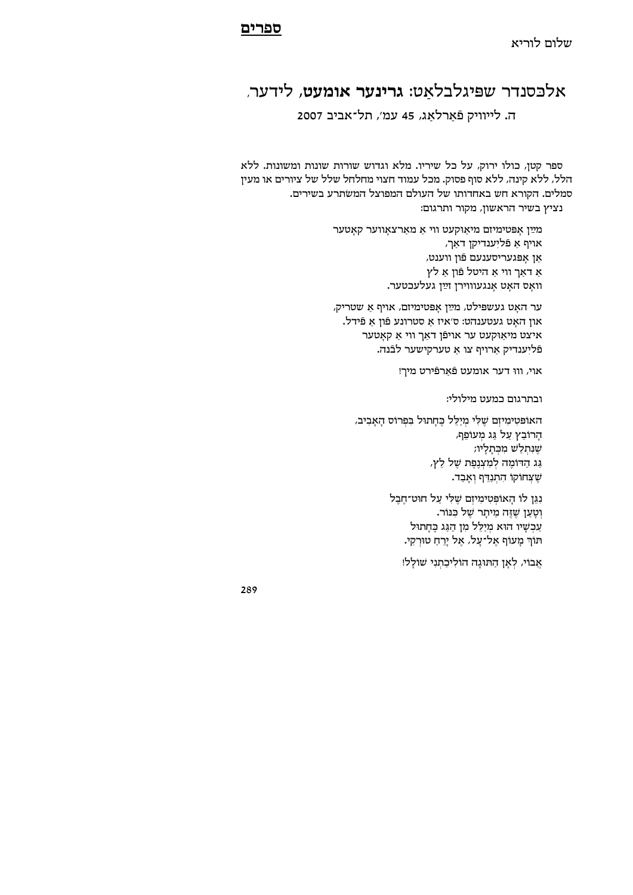**ספרים**

שלום לוריא

## אלכסנדר שפּיגלבלאַט: **גרינער אומעט**, לידער,

ה. לייוויק פאַרלאַג, 45 עמ', תל־אביב 2007

ספר קטן, כולו ירוק, על כל שיריו. מלא וגדוש שורות שונות ומשונות. ללא הלל, ללא קינה, ללא סוף פסוק. מכל עמוד חצוי מחלחל שלל של ציורים או מעין סמלים. הקורא חש באחדותו של העולם המפוצל המשׂתרע בשירים.
נציץ בשיר הראשון, מקור ותרגום:

מײַן אָפּטימיזם מיאַוקעט ווי אַ מאַרצאָווער קאָטער
אויף אַ פֿליִענדיקן דאַך,
אַן אָפּגעריסענעם פֿון ווענט,
אַ דאַך ווי אַ היטל פֿון אַ לץ
וואָס האָט אָנגעווירן זײַן געלעכטער.

ער האָט געשפּילט, מײַן אָפּטימיזם, אויף אַ שטריק,
און האָט געטענהט: ס'איז אַ סטרונע פֿון אַ פֿידל.
איצט מיאַוקעט ער אויפֿן דאַך ווי אַ קאָטער
פֿליִענדיק אַרויף צו אַ טערקישער לבֿנה.

אוי, ווו דער אומעט פֿאַרפֿירט מיך!

ובתרגום כמעט מילולי:

האוֹפּטִימִיזְם שֶׁלִּי מְיַלֵּל כְּחָתוּל בִּפְרוֹס הָאָבִיב,
הָרוֹבֵץ עַל גַּג מְעוֹפֵף,
שֶׁנִּתְלַשׁ מִכְּתָלָיו;
גַּג הַדּוֹמֶה לְמִצְנֶפֶת שֶׁל לֵץ,
שֶׁצְּחוֹקוֹ הִתְנַדֵּף וְאָבַד.

נִגֵּן לוֹ הָאוֹפְּטִימִיזְם שֶׁלִּי עַל חוּט־חֶבֶל
וְטָעַן שֶׁזֶּה מֵיתָר שֶׁל כִּנּוֹר.
עַכְשָׁיו הוּא מְיַלֵּל מִן הַגַּג כְּחָתוּל
תּוֹךְ מָעוֹף אֶל־עָל, אֶל יָרֵחַ טוּרְקִי.

אֶבוֹי, לְאָן הַתּוּגָה הוֹלִיכַתְנִי שׁוֹלָל!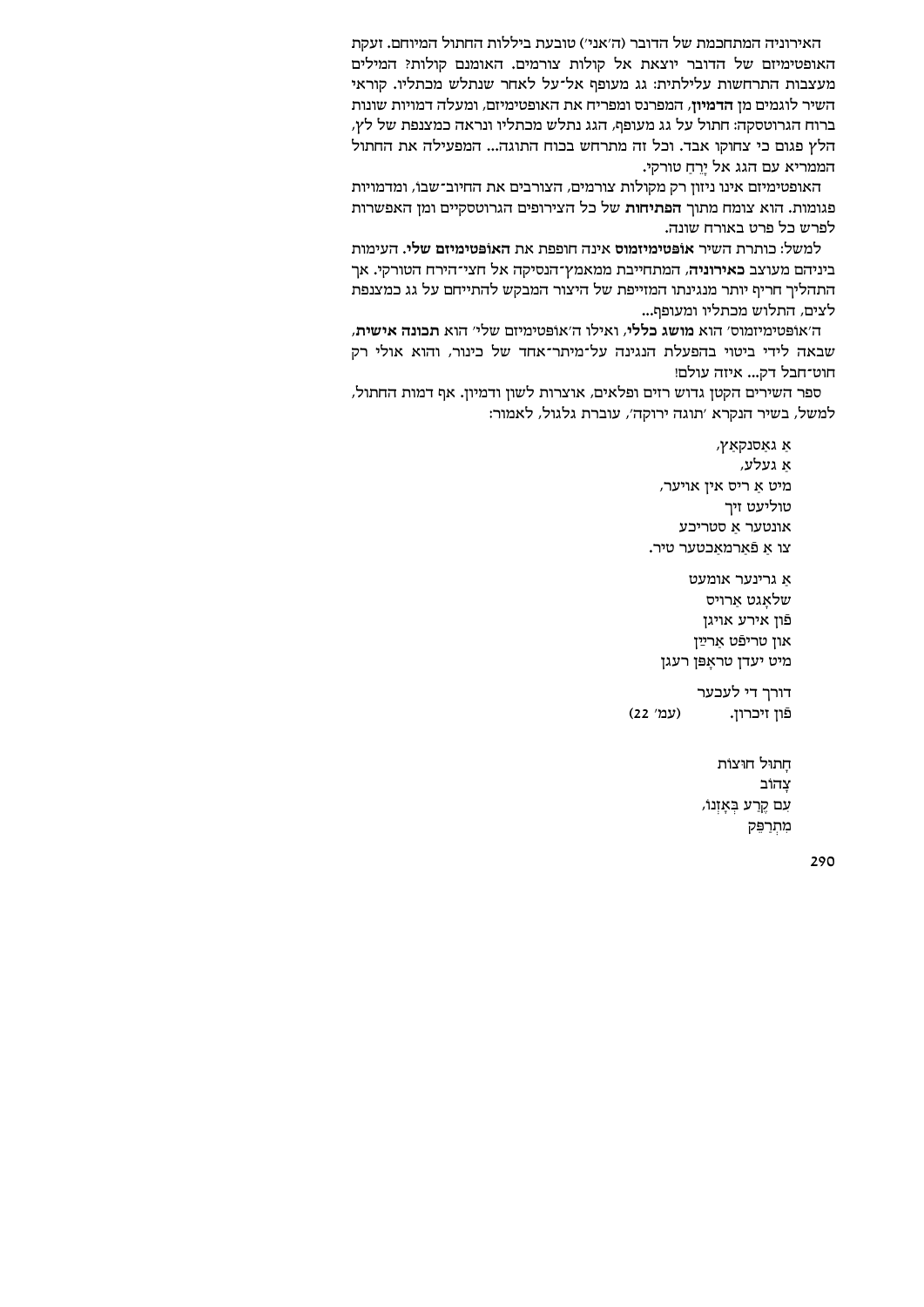האירוניה המתחכמת של הדובר (ה'אני') טובעת ביללות החתול המיוחם. זעקת האופטימיזם של הדובר יוצאת אל קולות צורמים. האומנם קולות? המילים מעצבות התרחשות עלילתית: גג מעופף אל־על לאחר שנתלש מכתליו. קוראי השיר לוגמים מן **הדמיון**, המפרנס ומפריח את האופטימיזם, ומעלה דמויות שונות ברוח הגרוטסקה: חתול על גג מעופף, הגג נתלש מכתליו ונראה כמצנפת של לץ, הלץ פגום כי צחוקו אבד. וכל זה מתרחש בכוח התוגה... המפעילה את החתול הממריא עם הגג אל יָרֵחַ טורקי.

האופטימיזם אינו ניזון רק מקולות צורמים, הצורבים את החיוב־שבו, ומדמויות פגומות. הוא צומח מתוך **הפתיחות** של כל הצירופים הגרוטסקיים ומן האפשרות לפרש כל פרט באורח שונה.

למשל: כותרת השיר **אופטימיזמוס** אינה חופפת את **האופטימיזם שלי**. העימות ביניהם מעוצב **כאירוניה**, המתחייבת ממאמץ־הנסיקה אל חצי־הירח הטורקי. אך התהליך חריף יותר מנגינתו המזייפת של היצור המבקש להתייחם על גג כמצנפת לצים, התלוש מכתליו ומעופף...

ה'אופטימיזמוס' הוא **מושג כללי**, ואילו ה'אופטימיזם שלי' הוא **תכונה אישית**, שבאה לידי ביטוי בהפעלת הנגינה על־מיתר־אחד של כינור, והוא אולי רק חוט־חבל דק... איזה עולם!

ספר השירים הקטן גדוש רזים ופלאים, אוצרות לשון ודמיון. אף דמות החתול, למשל, בשיר הנקרא 'תוגה ירוקה', עוברת גלגול, לאמור:

אַ גאַסנקאַץ,  
אַ געלע,  
מיט אַ ריס אין אויער,  
טוליעט זיך  
אונטער אַ סטריבע  
צו אַ פֿאַרמאַכטער טיר.

אַ גרינער אומעט  
שלאָגט אַרויס  
פֿון אירע אויגן  
און טריפֿט אַרײַן  
מיט יעדן טראָפּן רעגן

דורך די לעבער  
פֿון זיכרון. (עמ' 22)

חָתוּל חוּצוֹת  
צָהֹב  
עִם קֶרַע בְּאָזְנוֹ,  
מִתְרַפֵּק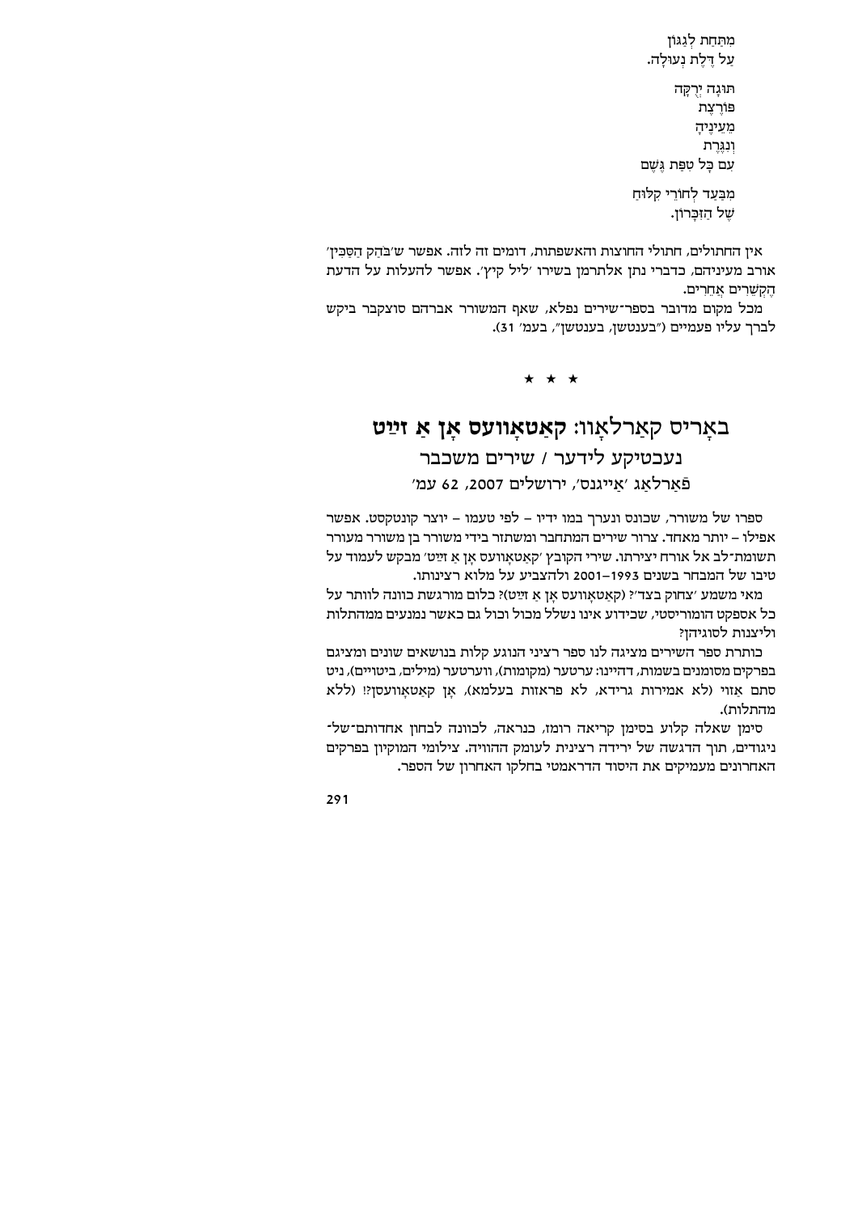מִתַּחַת לְגַגּוֹן
עַל דֶּלֶת נְעוּלָה.

תּוּגָה יְרֻקָּה
פּוֹרֶצֶת
מֵעֵינֶיהָ
וְנִגֶּרֶת
עִם כָּל טִפַּת גֶּשֶׁם

מִבַּעַד לְחוֹרֵי קְלוּחַ
שֶׁל הַזִּכָּרוֹן.

אין החתולים, חתולי החוצות והאשפתות, דומים זה לזה. אפשר ש'בֹּהַק הַסַּכִּין' אורב מעיניהם, כדברי נתן אלתרמן בשירו 'ליל קיץ'. אפשר להעלות על הדעת הֶקְשֵׁרִים אֲחֵרִים.

מכל מקום מדובר בספר־שירים נפלא, שאף המשורר אברהם סוצקבר ביקש לברך עליו פעמיים ("בענטשן, בענטשן", בעמ' 31).

\* \* \*

## באָריס קאַרלאָוו: קאַטאָוועס אָן אַ זײַט

### נעבטיקע לידער / שירים משכבר

פֿאַרלאַג 'אַייגנס', ירושלים 2007, 62 עמ'

ספרו של משורר, שכונס ונערך במו ידיו – לפי טעמו – יוצר קונטקסט. אפשר אפילו – יותר מאחד. צרור שירים המתחבר ומשתזר בידי משורר בן משורר מעורר תשומת־לב אל אורח יצירתו. שירי הקובץ 'קאַטאָוועס אָן אַ זײַט' מבקש לעמוד על טיבו של המבחר בשנים 1993–2001 ולהצביע על מלוא רצינותו.

מאי משמע 'צחוק בצד'? (קאַטאָוועס אָן אַ זײַט)? כלום מורגשת כוונה לוותר על כל אספקט הומוריסטי, שכידוע אינו נשלל מכול וכול גם כאשר נמנעים ממהתלות וליצנות לסוגיהן?

כותרת ספר השירים מציגה לנו ספר רציני הנוגע קלות בנושאים שונים ומציגם בפרקים מסומנים בשמות, דהיינו: ערטער (מקומות), ווערטער (מילים, ביטויים), ניט סתם אַזוי (לא אמירות גרידא, לא פראזות בעלמא), אָן קאַטאָוועסן?! (ללא מהתלות).

סימן שאלה קלוע בסימן קריאה רומז, כנראה, לכוונה לבחון אחדותם־של־ניגודים, תוך הדגשה של ירידה רצינית לעומק ההוויה. צילומי המוקיון בפרקים האחרונים מעמיקים את היסוד הדראמטי בחלקו האחרון של הספר.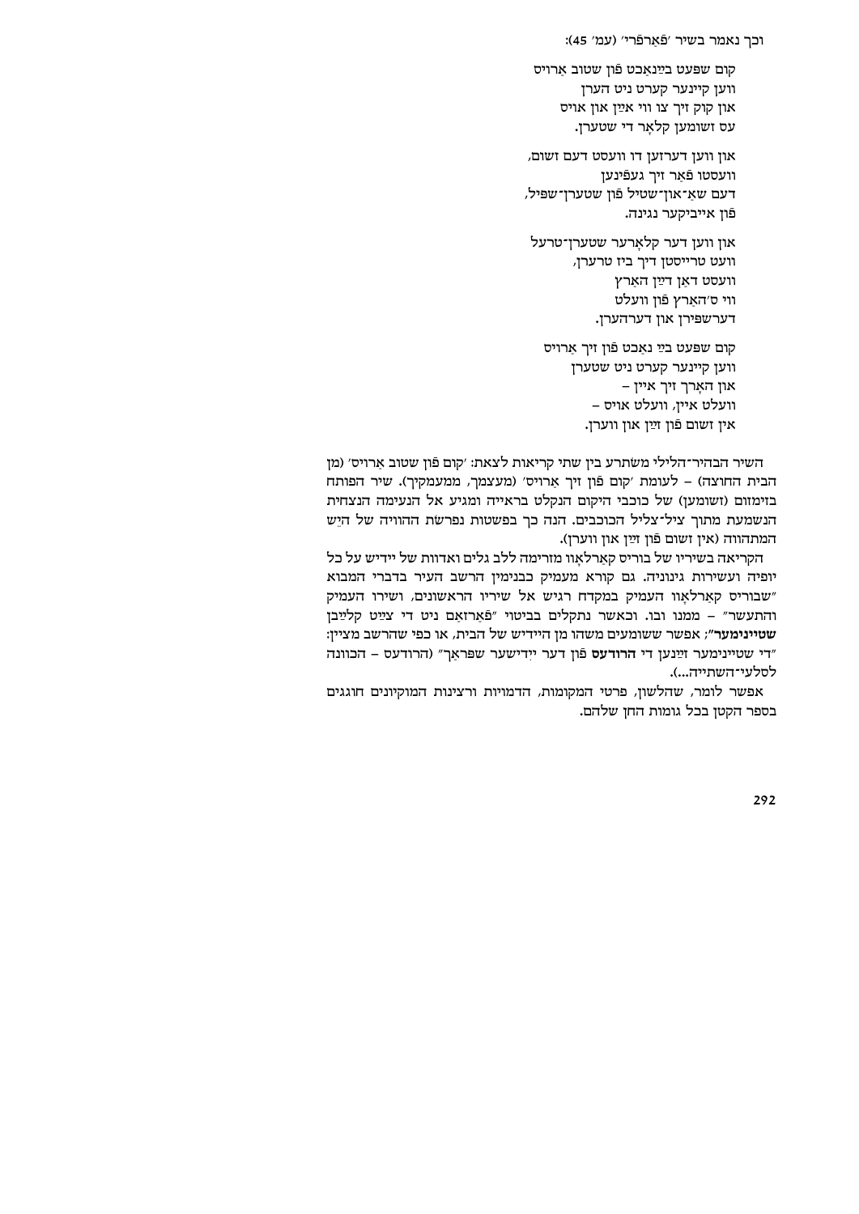וכך נאמר בשיר 'פֿאַרפֿרי' (עמ' 45):

קום שפּעט בײַנאַכט פֿון שטוב אַרויס
ווען קיינער קערט ניט הערן
און קוק זיך צו ווי אײַן און אויס
עס זשומען קלאָר די שטערן.

און ווען דערזען דו וועסט דעם זשום,
ווערסטו פֿאַר זיך געפֿינען
דעם שאַ־און־שטיל פֿון שטערן־שפּיל,
פֿון אייביקער נגינה.

און ווען דער קלאָרער שטערן־טרעל
וועט טרייסטן דיך ביז טרערן,
ווערסט דאַן דײַן האַרץ
ווי ס'האַרץ פֿון וועלט
דערשפּירן און דערהערן.

קום שפּעט בײַ נאַכט פֿון זיך אַרויס
ווען קיינער קערט ניט שטערן
און האָרך זיך איין –
וועלט איין, וועלט אויס –
אין זשום פֿון זײַן און ווערן.

השיר הבהיר־הלילי משתרע בין שתי קריאות לצאת: 'קום פֿון שטוב אַרויס' (מן הבית החוצה) – לעומת 'קום פֿון זיך אַרויס' (מעצמך, ממעמקיך). שיר הפותח בזימזום (זשומען) של כוכבי היקום הנקלט בראייה ומגיע אל הנעימה הנצחית הנשמעת מתוך ציל־צליל הכוכבים. הנה כך בפשטות נפרשׂת ההוויה של היֵש המתהווה (אין זשום פֿון זײַן און ווערן).

הקריאה בשיריו של בוריס קאַרלאָוו מזרימה ללב גלים ואדוות של יידיש על כל יופיה ועשירות גינוניה. גם קורא מעמיק כבנימין הרשב העיר בדברי המבוא "שבוריס קאַרלאָוו העמיק במקדח רגיש אל שיריו הראשונים, ושירו העמיק והתעשר" – ממנו ובו. וכאשר נתקלים בביטוי "פֿאַרזאַם ניט די צײַט קלײַבן **שטיינימער**"; אפשר ששומעים משהו מן היידיש של הבית, או כפי שהרשב מציין: "די שטיינימער זײַנען די **הרודעס** פֿון דער ייִדישער שפּראַך" (הרודעס – הכוונה לסלעי־השתייה...).

אפשר לומר, שהלשון, פרטי המקומות, הדמויות ורצינות המוקיונים חוגגים בספר הקטן בכל גומות החן שלהם.